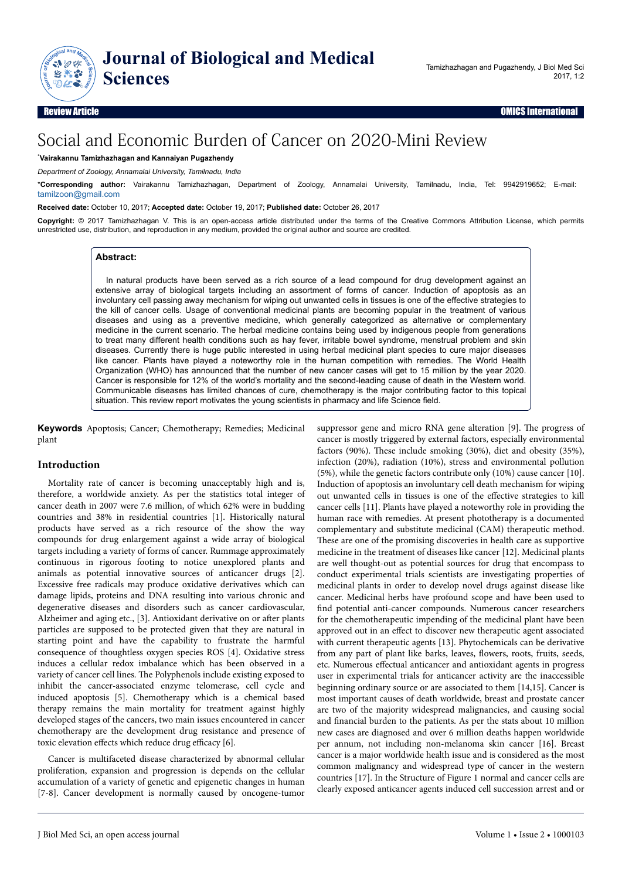Review Article

# Social and Economic Burden of Cancer on 2020-Mini Review

*Vairakannu Tamizhazhagan and Kannaiyan Pugazhendy

*Department of Zoology, Annamalai University, Tamilnadu, India*

***Corresponding author:** Vairakannu Tamizhazhagan, Department of Zoology, Annamalai University, Tamilnadu, India, Tel: 9942919652; E-mail: tamilzoon@gmail.com

**Received date:** October 10, 2017; **Accepted date:** October 19, 2017; **Published date:** October 26, 2017

**Copyright:** © 2017 Tamizhazhagan V. This is an open-access article distributed under the terms of the Creative Commons Attribution License, which permits unrestricted use, distribution, and reproduction in any medium, provided the original author and source are credited.

## Abstract:

In natural products have been served as a rich source of a lead compound for drug development against an extensive array of biological targets including an assortment of forms of cancer. Induction of apoptosis as an involuntary cell passing away mechanism for wiping out unwanted cells in tissues is one of the effective strategies to the kill of cancer cells. Usage of conventional medicinal plants are becoming popular in the treatment of various diseases and using as a preventive medicine, which generally categorized as alternative or complementary medicine in the current scenario. The herbal medicine contains being used by indigenous people from generations to treat many different health conditions such as hay fever, irritable bowel syndrome, menstrual problem and skin diseases. Currently there is huge public interested in using herbal medicinal plant species to cure major diseases like cancer. Plants have played a noteworthy role in the human competition with remedies. The World Health Organization (WHO) has announced that the number of new cancer cases will get to 15 million by the year 2020. Cancer is responsible for 12% of the world's mortality and the second-leading cause of death in the Western world. Communicable diseases has limited chances of cure, chemotherapy is the major contributing factor to this topical situation. This review report motivates the young scientists in pharmacy and life Science field.

**Keywords** Apoptosis; Cancer; Chemotherapy; Remedies; Medicinal plant

## Introduction

Mortality rate of cancer is becoming unacceptably high and is, therefore, a worldwide anxiety. As per the statistics total integer of cancer death in 2007 were 7.6 million, of which 62% were in budding countries and 38% in residential countries [1]. Historically natural products have served as a rich resource of the show the way compounds for drug enlargement against a wide array of biological targets including a variety of forms of cancer. Rummage approximately continuous in rigorous footing to notice unexplored plants and animals as potential innovative sources of anticancer drugs [2]. Excessive free radicals may produce oxidative derivatives which can damage lipids, proteins and DNA resulting into various chronic and degenerative diseases and disorders such as cancer cardiovascular, Alzheimer and aging etc., [3]. Antioxidant derivative on or after plants particles are supposed to be protected given that they are natural in starting point and have the capability to frustrate the harmful consequence of thoughtless oxygen species ROS [4]. Oxidative stress induces a cellular redox imbalance which has been observed in a variety of cancer cell lines. The Polyphenols include existing exposed to inhibit the cancer-associated enzyme telomerase, cell cycle and induced apoptosis [5]. Chemotherapy which is a chemical based therapy remains the main mortality for treatment against highly developed stages of the cancers, two main issues encountered in cancer chemotherapy are the development drug resistance and presence of toxic elevation effects which reduce drug efficacy [6].

Cancer is multifaceted disease characterized by abnormal cellular proliferation, expansion and progression is depends on the cellular accumulation of a variety of genetic and epigenetic changes in human [7-8]. Cancer development is normally caused by oncogene-tumor suppressor gene and micro RNA gene alteration [9]. The progress of cancer is mostly triggered by external factors, especially environmental factors (90%). These include smoking (30%), diet and obesity (35%), infection (20%), radiation (10%), stress and environmental pollution (5%), while the genetic factors contribute only (10%) cause cancer [10]. Induction of apoptosis an involuntary cell death mechanism for wiping out unwanted cells in tissues is one of the effective strategies to kill cancer cells [11]. Plants have played a noteworthy role in providing the human race with remedies. At present phototherapy is a documented complementary and substitute medicinal (CAM) therapeutic method. These are one of the promising discoveries in health care as supportive medicine in the treatment of diseases like cancer [12]. Medicinal plants are well thought-out as potential sources for drug that encompass to conduct experimental trials scientists are investigating properties of medicinal plants in order to develop novel drugs against disease like cancer. Medicinal herbs have profound scope and have been used to find potential anti-cancer compounds. Numerous cancer researchers for the chemotherapeutic impending of the medicinal plant have been approved out in an effect to discover new therapeutic agent associated with current therapeutic agents [13]. Phytochemicals can be derivative from any part of plant like barks, leaves, flowers, roots, fruits, seeds, etc. Numerous effectual anticancer and antioxidant agents in progress user in experimental trials for anticancer activity are the inaccessible beginning ordinary source or are associated to them [14,15]. Cancer is most important causes of death worldwide, breast and prostate cancer are two of the majority widespread malignancies, and causing social and financial burden to the patients. As per the stats about 10 million new cases are diagnosed and over 6 million deaths happen worldwide per annum, not including non-melanoma skin cancer [16]. Breast cancer is a major worldwide health issue and is considered as the most common malignancy and widespread type of cancer in the western countries [17]. In the Structure of Figure 1 normal and cancer cells are clearly exposed anticancer agents induced cell succession arrest and or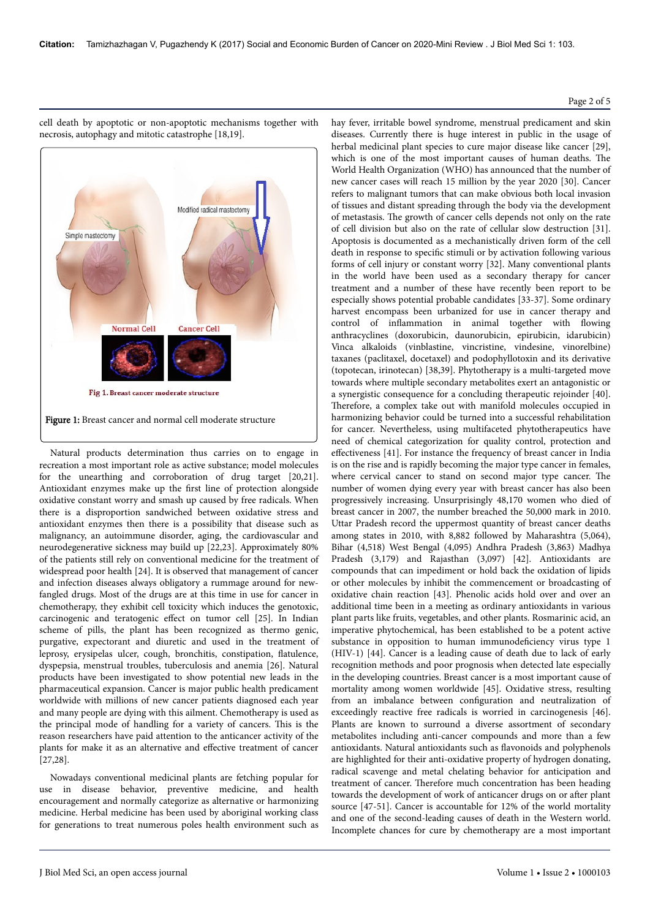cell death by apoptotic or non-apoptotic mechanisms together with necrosis, autophagy and mitotic catastrophe [18,19].

Figure 1: Breast cancer and normal cell moderate structure

Natural products determination thus carries on to engage in recreation a most important role as active substance; model molecules for the unearthing and corroboration of drug target [20,21]. Antioxidant enzymes make up the first line of protection alongside oxidative constant worry and smash up caused by free radicals. When there is a disproportion sandwiched between oxidative stress and antioxidant enzymes then there is a possibility that disease such as malignancy, an autoimmune disorder, aging, the cardiovascular and neurodegenerative sickness may build up [22,23]. Approximately 80% of the patients still rely on conventional medicine for the treatment of widespread poor health [24]. It is observed that management of cancer and infection diseases always obligatory a rummage around for new-fangled drugs. Most of the drugs are at this time in use for cancer in chemotherapy, they exhibit cell toxicity which induces the genotoxic, carcinogenic and teratogenic effect on tumor cell [25]. In Indian scheme of pills, the plant has been recognized as thermo genic, purgative, expectorant and diuretic and used in the treatment of leprosy, erysipelas ulcer, cough, bronchitis, constipation, flatulence, dyspepsia, menstrual troubles, tuberculosis and anemia [26]. Natural products have been investigated to show potential new leads in the pharmaceutical expansion. Cancer is major public health predicament worldwide with millions of new cancer patients diagnosed each year and many people are dying with this ailment. Chemotherapy is used as the principal mode of handling for a variety of cancers. This is the reason researchers have paid attention to the anticancer activity of the plants for make it as an alternative and effective treatment of cancer [27,28].

Nowadays conventional medicinal plants are fetching popular for use in disease behavior, preventive medicine, and health encouragement and normally categorize as alternative or harmonizing medicine. Herbal medicine has been used by aboriginal working class for generations to treat numerous poles health environment such as hay fever, irritable bowel syndrome, menstrual predicament and skin diseases. Currently there is huge interest in public in the usage of herbal medicinal plant species to cure major disease like cancer [29], which is one of the most important causes of human deaths. The World Health Organization (WHO) has announced that the number of new cancer cases will reach 15 million by the year 2020 [30]. Cancer refers to malignant tumors that can make obvious both local invasion of tissues and distant spreading through the body via the development of metastasis. The growth of cancer cells depends not only on the rate of cell division but also on the rate of cellular slow destruction [31]. Apoptosis is documented as a mechanistically driven form of the cell death in response to specific stimuli or by activation following various forms of cell injury or constant worry [32]. Many conventional plants in the world have been used as a secondary therapy for cancer treatment and a number of these have recently been report to be especially shows potential probable candidates [33-37]. Some ordinary harvest encompass been urbanized for use in cancer therapy and control of inflammation in animal together with flowing anthracyclines (doxorubicin, daunorubicin, epirubicin, idarubicin) Vinca alkaloids (vinblastine, vincristine, vindesine, vinorelbine) taxanes (paclitaxel, docetaxel) and podophyllotoxin and its derivative (topotecan, irinotecan) [38,39]. Phytotherapy is a multi-targeted move towards where multiple secondary metabolites exert an antagonistic or a synergistic consequence for a concluding therapeutic rejoinder [40]. Therefore, a complex take out with manifold molecules occupied in harmonizing behavior could be turned into a successful rehabilitation for cancer. Nevertheless, using multifaceted phytotherapeutics have need of chemical categorization for quality control, protection and effectiveness [41]. For instance the frequency of breast cancer in India is on the rise and is rapidly becoming the major type cancer in females, where cervical cancer to stand on second major type cancer. The number of women dying every year with breast cancer has also been progressively increasing. Unsurprisingly 48,170 women who died of breast cancer in 2007, the number breached the 50,000 mark in 2010. Uttar Pradesh record the uppermost quantity of breast cancer deaths among states in 2010, with 8,882 followed by Maharashtra (5,064), Bihar (4,518) West Bengal (4,095) Andhra Pradesh (3,863) Madhya Pradesh (3,179) and Rajasthan (3,097) [42]. Antioxidants are compounds that can impediment or hold back the oxidation of lipids or other molecules by inhibit the commencement or broadcasting of oxidative chain reaction [43]. Phenolic acids hold over and over an additional time been in a meeting as ordinary antioxidants in various plant parts like fruits, vegetables, and other plants. Rosmarinic acid, an imperative phytochemical, has been established to be a potent active substance in opposition to human immunodeficiency virus type 1 (HIV-1) [44]. Cancer is a leading cause of death due to lack of early recognition methods and poor prognosis when detected late especially in the developing countries. Breast cancer is a most important cause of mortality among women worldwide [45]. Oxidative stress, resulting from an imbalance between configuration and neutralization of exceedingly reactive free radicals is worried in carcinogenesis [46]. Plants are known to surround a diverse assortment of secondary metabolites including anti-cancer compounds and more than a few antioxidants. Natural antioxidants such as flavonoids and polyphenols are highlighted for their anti-oxidative property of hydrogen donating, radical scavenge and metal chelating behavior for anticipation and treatment of cancer. Therefore much concentration has been heading towards the development of work of anticancer drugs on or after plant source [47-51]. Cancer is accountable for 12% of the world mortality and one of the second-leading causes of death in the Western world. Incomplete chances for cure by chemotherapy are a most important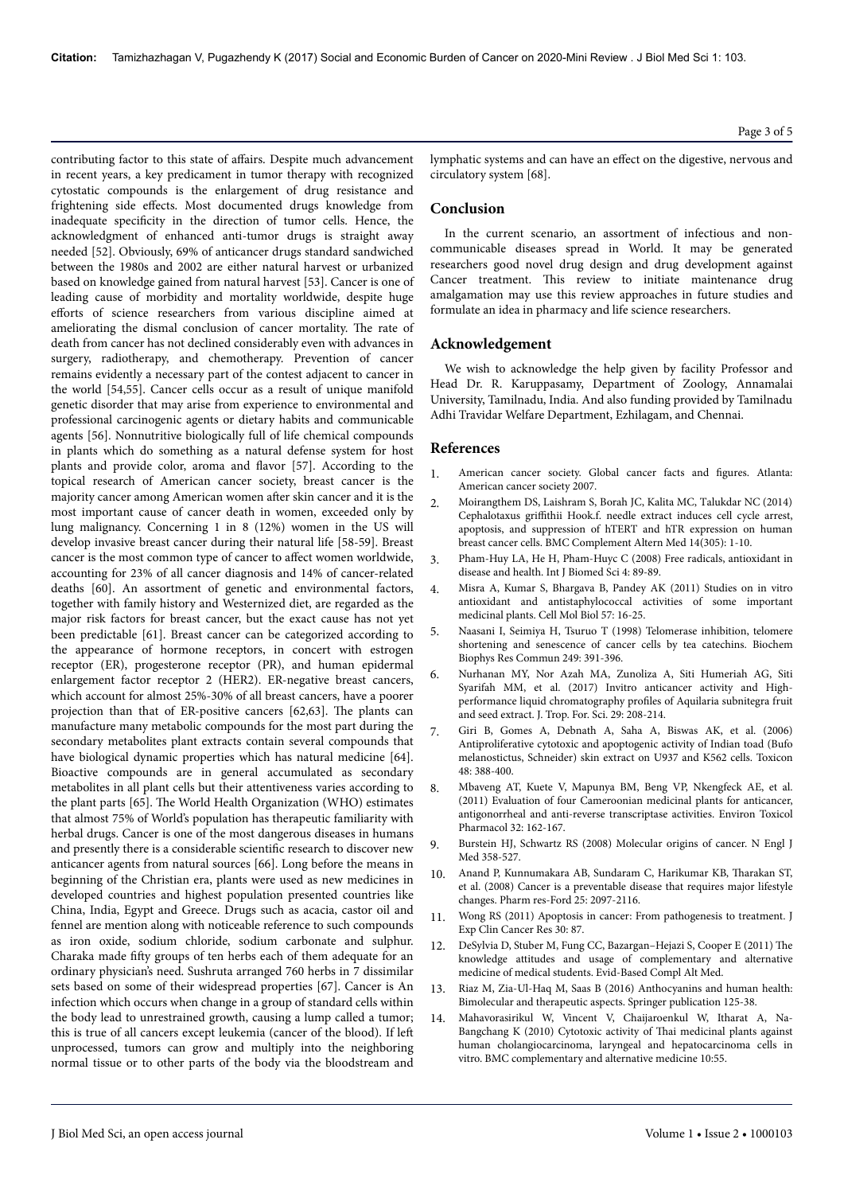contributing factor to this state of affairs. Despite much advancement in recent years, a key predicament in tumor therapy with recognized cytostatic compounds is the enlargement of drug resistance and frightening side effects. Most documented drugs knowledge from inadequate specificity in the direction of tumor cells. Hence, the acknowledgment of enhanced anti-tumor drugs is straight away needed [52]. Obviously, 69% of anticancer drugs standard sandwiched between the 1980s and 2002 are either natural harvest or urbanized based on knowledge gained from natural harvest [53]. Cancer is one of leading cause of morbidity and mortality worldwide, despite huge efforts of science researchers from various discipline aimed at ameliorating the dismal conclusion of cancer mortality. The rate of death from cancer has not declined considerably even with advances in surgery, radiotherapy, and chemotherapy. Prevention of cancer remains evidently a necessary part of the contest adjacent to cancer in the world [54,55]. Cancer cells occur as a result of unique manifold genetic disorder that may arise from experience to environmental and professional carcinogenic agents or dietary habits and communicable agents [56]. Nonnutritive biologically full of life chemical compounds in plants which do something as a natural defense system for host plants and provide color, aroma and flavor [57]. According to the topical research of American cancer society, breast cancer is the majority cancer among American women after skin cancer and it is the most important cause of cancer death in women, exceeded only by lung malignancy. Concerning 1 in 8 (12%) women in the US will develop invasive breast cancer during their natural life [58-59]. Breast cancer is the most common type of cancer to affect women worldwide, accounting for 23% of all cancer diagnosis and 14% of cancer-related deaths [60]. An assortment of genetic and environmental factors, together with family history and Westernized diet, are regarded as the major risk factors for breast cancer, but the exact cause has not yet been predictable [61]. Breast cancer can be categorized according to the appearance of hormone receptors, in concert with estrogen receptor (ER), progesterone receptor (PR), and human epidermal enlargement factor receptor 2 (HER2). ER-negative breast cancers, which account for almost 25%-30% of all breast cancers, have a poorer projection than that of ER-positive cancers [62,63]. The plants can manufacture many metabolic compounds for the most part during the secondary metabolites plant extracts contain several compounds that have biological dynamic properties which has natural medicine [64]. Bioactive compounds are in general accumulated as secondary metabolites in all plant cells but their attentiveness varies according to the plant parts [65]. The World Health Organization (WHO) estimates that almost 75% of World's population has therapeutic familiarity with herbal drugs. Cancer is one of the most dangerous diseases in humans and presently there is a considerable scientific research to discover new anticancer agents from natural sources [66]. Long before the means in beginning of the Christian era, plants were used as new medicines in developed countries and highest population presented countries like China, India, Egypt and Greece. Drugs such as acacia, castor oil and fennel are mention along with noticeable reference to such compounds as iron oxide, sodium chloride, sodium carbonate and sulphur. Charaka made fifty groups of ten herbs each of them adequate for an ordinary physician's need. Sushruta arranged 760 herbs in 7 dissimilar sets based on some of their widespread properties [67]. Cancer is An infection which occurs when change in a group of standard cells within the body lead to unrestrained growth, causing a lump called a tumor; this is true of all cancers except leukemia (cancer of the blood). If left unprocessed, tumors can grow and multiply into the neighboring normal tissue or to other parts of the body via the bloodstream and lymphatic systems and can have an effect on the digestive, nervous and circulatory system [68].

## Conclusion

In the current scenario, an assortment of infectious and non-communicable diseases spread in World. It may be generated researchers good novel drug design and drug development against Cancer treatment. This review to initiate maintenance drug amalgamation may use this review approaches in future studies and formulate an idea in pharmacy and life science researchers.

## Acknowledgement

We wish to acknowledge the help given by facility Professor and Head Dr. R. Karuppasamy, Department of Zoology, Annamalai University, Tamilnadu, India. And also funding provided by Tamilnadu Adhi Travidar Welfare Department, Ezhilagam, and Chennai.

## References

1. American cancer society. Global cancer facts and figures. Atlanta: American cancer society 2007.
2. Moirangthem DS, Laishram S, Borah JC, Kalita MC, Talukdar NC (2014) Cephalotaxus griffithii Hook.f. needle extract induces cell cycle arrest, apoptosis, and suppression of hTERT and hTR expression on human breast cancer cells. BMC Complement Altern Med 14(305): 1-10.
3. Pham-Huy LA, He H, Pham-Huyc C (2008) Free radicals, antioxidant in disease and health. Int J Biomed Sci 4: 89-89.
4. Misra A, Kumar S, Bhargava B, Pandey AK (2011) Studies on in vitro antioxidant and antistaphylococcal activities of some important medicinal plants. Cell Mol Biol 57: 16-25.
5. Naasani I, Seimiya H, Tsuruo T (1998) Telomerase inhibition, telomere shortening and senescence of cancer cells by tea catechins. Biochem Biophys Res Commun 249: 391-396.
6. Nurhanan MY, Nor Azah MA, Zunoliza A, Siti Humeriah AG, Siti Syarifah MM, et al. (2017) Invitro anticancer activity and High-performance liquid chromatography profiles of Aquilaria subnitegra fruit and seed extract. J. Trop. For. Sci. 29: 208-214.
7. Giri B, Gomes A, Debnath A, Saha A, Biswas AK, et al. (2006) Antiproliferative cytotoxic and apoptogenic activity of Indian toad (Bufo melanostictus, Schneider) skin extract on U937 and K562 cells. Toxicon 48: 388-400.
8. Mbaveng AT, Kuete V, Mapunya BM, Beng VP, Nkengfeck AE, et al. (2011) Evaluation of four Cameroonian medicinal plants for anticancer, antigonorrheal and anti-reverse transcriptase activities. Environ Toxicol Pharmacol 32: 162-167.
9. Burstein HJ, Schwartz RS (2008) Molecular origins of cancer. N Engl J Med 358-527.
10. Anand P, Kunnumakara AB, Sundaram C, Harikumar KB, Tharakan ST, et al. (2008) Cancer is a preventable disease that requires major lifestyle changes. Pharm res-Ford 25: 2097-2116.
11. Wong RS (2011) Apoptosis in cancer: From pathogenesis to treatment. J Exp Clin Cancer Res 30: 87.
12. DeSylvia D, Stuber M, Fung CC, Bazargan–Hejazi S, Cooper E (2011) The knowledge attitudes and usage of complementary and alternative medicine of medical students. Evid-Based Compl Alt Med.
13. Riaz M, Zia-Ul-Haq M, Saas B (2016) Anthocyanins and human health: Bimolecular and therapeutic aspects. Springer publication 125-38.
14. Mahavorasirikul W, Vincent V, Chaijaroenkul W, Itharat A, Na-Bangchang K (2010) Cytotoxic activity of Thai medicinal plants against human cholangiocarcinoma, laryngeal and hepatocarcinoma cells in vitro. BMC complementary and alternative medicine 10:55.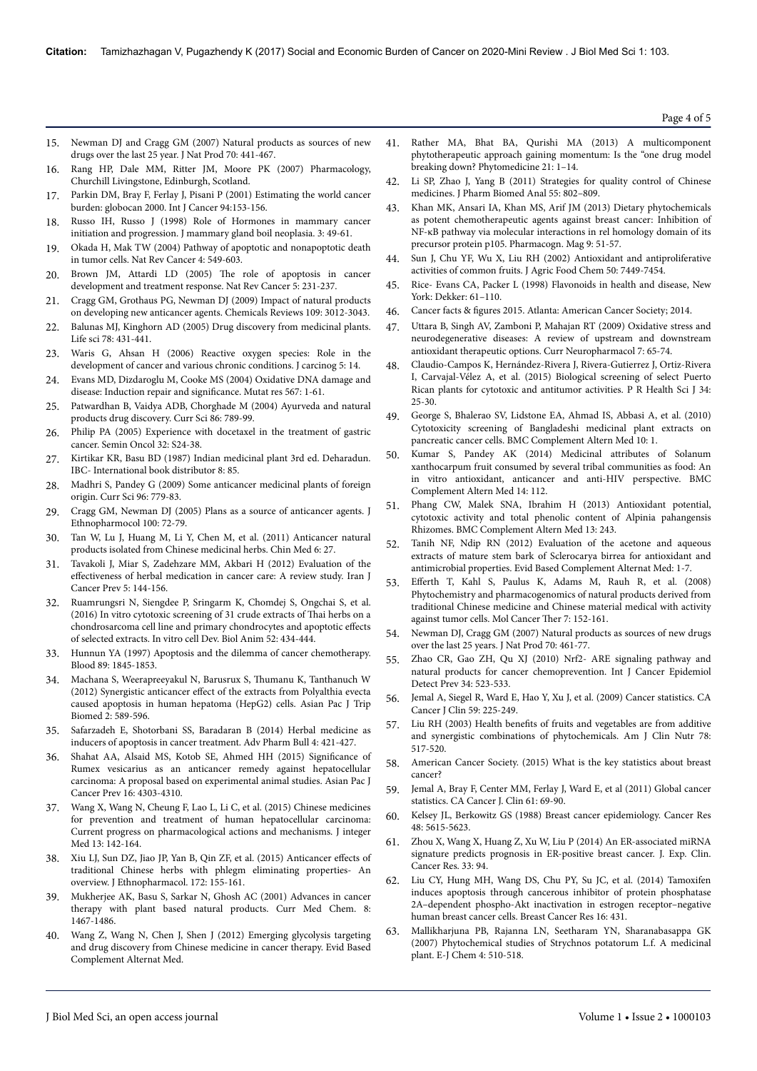15. Newman DJ and Cragg GM (2007) Natural products as sources of new drugs over the last 25 year. J Nat Prod 70: 441-467.
16. Rang HP, Dale MM, Ritter JM, Moore PK (2007) Pharmacology, Churchill Livingstone, Edinburgh, Scotland.
17. Parkin DM, Bray F, Ferlay J, Pisani P (2001) Estimating the world cancer burden: globocan 2000. Int J Cancer 94:153-156.
18. Russo IH, Russo J (1998) Role of Hormones in mammary cancer initiation and progression. J mammary gland boil neoplasia. 3: 49-61.
19. Okada H, Mak TW (2004) Pathway of apoptotic and nonapoptotic death in tumor cells. Nat Rev Cancer 4: 549-603.
20. Brown JM, Attardi LD (2005) The role of apoptosis in cancer development and treatment response. Nat Rev Cancer 5: 231-237.
21. Cragg GM, Grothaus PG, Newman DJ (2009) Impact of natural products on developing new anticancer agents. Chemicals Reviews 109: 3012-3043.
22. Balunas MJ, Kinghorn AD (2005) Drug discovery from medicinal plants. Life sci 78: 431-441.
23. Waris G, Ahsan H (2006) Reactive oxygen species: Role in the development of cancer and various chronic conditions. J carcinog 5: 14.
24. Evans MD, Dizdaroglu M, Cooke MS (2004) Oxidative DNA damage and disease: Induction repair and significance. Mutat res 567: 1-61.
25. Patwardhan B, Vaidya ADB, Chorghade M (2004) Ayurveda and natural products drug discovery. Curr Sci 86: 789-99.
26. Philip PA (2005) Experience with docetaxel in the treatment of gastric cancer. Semin Oncol 32: S24-38.
27. Kirtikar KR, Basu BD (1987) Indian medicinal plant 3rd ed. Deharadun. IBC- International book distributor 8: 85.
28. Madhri S, Pandey G (2009) Some anticancer medicinal plants of foreign origin. Curr Sci 96: 779-83.
29. Cragg GM, Newman DJ (2005) Plans as a source of anticancer agents. J Ethnopharmocol 100: 72-79.
30. Tan W, Lu J, Huang M, Li Y, Chen M, et al. (2011) Anticancer natural products isolated from Chinese medicinal herbs. Chin Med 6: 27.
31. Tavakoli J, Miar S, Zadehzare MM, Akbari H (2012) Evaluation of the effectiveness of herbal medication in cancer care: A review study. Iran J Cancer Prev 5: 144-156.
32. Ruamrungsri N, Siengdee P, Sringarm K, Chomdej S, Ongchai S, et al. (2016) In vitro cytotoxic screening of 31 crude extracts of Thai herbs on a chondrosarcoma cell line and primary chondrocytes and apoptotic effects of selected extracts. In vitro cell Dev. Biol Anim 52: 434-444.
33. Hunnun YA (1997) Apoptosis and the dilemma of cancer chemotherapy. Blood 89: 1845-1853.
34. Machana S, Weerapreeyakul N, Barusrux S, Thumanu K, Tanthanuch W (2012) Synergistic anticancer effect of the extracts from Polyalthia evecta caused apoptosis in human hepatoma (HepG2) cells. Asian Pac J Trip Biomed 2: 589-596.
35. Safarzadeh E, Shotorbani SS, Baradaran B (2014) Herbal medicine as inducers of apoptosis in cancer treatment. Adv Pharm Bull 4: 421-427.
36. Shahat AA, Alsaid MS, Kotob SE, Ahmed HH (2015) Significance of Rumex vesicarius as an anticancer remedy against hepatocellular carcinoma: A proposal based on experimental animal studies. Asian Pac J Cancer Prev 16: 4303-4310.
37. Wang X, Wang N, Cheung F, Lao L, Li C, et al. (2015) Chinese medicines for prevention and treatment of human hepatocellular carcinoma: Current progress on pharmacological actions and mechanisms. J integer Med 13: 142-164.
38. Xiu LJ, Sun DZ, Jiao JP, Yan B, Qin ZF, et al. (2015) Anticancer effects of traditional Chinese herbs with phlegm eliminating properties- An overview. J Ethnopharmacol. 172: 155-161.
39. Mukherjee AK, Basu S, Sarkar N, Ghosh AC (2001) Advances in cancer therapy with plant based natural products. Curr Med Chem. 8: 1467-1486.
40. Wang Z, Wang N, Chen J, Shen J (2012) Emerging glycolysis targeting and drug discovery from Chinese medicine in cancer therapy. Evid Based Complement Alternat Med.
41. Rather MA, Bhat BA, Qurishi MA (2013) A multicomponent phytotherapeutic approach gaining momentum: Is the "one drug model breaking down? Phytomedicine 21: 1–14.
42. Li SP, Zhao J, Yang B (2011) Strategies for quality control of Chinese medicines. J Pharm Biomed Anal 55: 802–809.
43. Khan MK, Ansari IA, Khan MS, Arif JM (2013) Dietary phytochemicals as potent chemotherapeutic agents against breast cancer: Inhibition of NF-κB pathway via molecular interactions in rel homology domain of its precursor protein p105. Pharmacogn. Mag 9: 51-57.
44. Sun J, Chu YF, Wu X, Liu RH (2002) Antioxidant and antiproliferative activities of common fruits. J Agric Food Chem 50: 7449-7454.
45. Rice- Evans CA, Packer L (1998) Flavonoids in health and disease, New York: Dekker: 61–110.
46. Cancer facts & figures 2015. Atlanta: American Cancer Society; 2014.
47. Uttara B, Singh AV, Zamboni P, Mahajan RT (2009) Oxidative stress and neurodegenerative diseases: A review of upstream and downstream antioxidant therapeutic options. Curr Neuropharmacol 7: 65-74.
48. Claudio-Campos K, Hernández-Rivera J, Rivera-Gutierrez J, Ortiz-Rivera I, Carvajal-Vélez A, et al. (2015) Biological screening of select Puerto Rican plants for cytotoxic and antitumor activities. P R Health Sci J 34: 25-30.
49. George S, Bhalerao SV, Lidstone EA, Ahmad IS, Abbasi A, et al. (2010) Cytotoxicity screening of Bangladeshi medicinal plant extracts on pancreatic cancer cells. BMC Complement Altern Med 10: 1.
50. Kumar S, Pandey AK (2014) Medicinal attributes of Solanum xanthocarpum fruit consumed by several tribal communities as food: An in vitro antioxidant, anticancer and anti-HIV perspective. BMC Complement Altern Med 14: 112.
51. Phang CW, Malek SNA, Ibrahim H (2013) Antioxidant potential, cytotoxic activity and total phenolic content of Alpinia pahangensis Rhizomes. BMC Complement Altern Med 13: 243.
52. Tanih NF, Ndip RN (2012) Evaluation of the acetone and aqueous extracts of mature stem bark of Sclerocarya birrea for antioxidant and antimicrobial properties. Evid Based Complement Altern Med: 1-7.
53. Efferth T, Kahl S, Paulus K, Adams M, Rauh R, et al. (2008) Phytochemistry and pharmacogenomics of natural products derived from traditional Chinese medicine and Chinese material medical with activity against tumor cells. Mol Cancer Ther 7: 152-161.
54. Newman DJ, Cragg GM (2007) Natural products as sources of new drugs over the last 25 years. J Nat Prod 70: 461-77.
55. Zhao CR, Gao ZH, Qu XJ (2010) Nrf2- ARE signaling pathway and natural products for cancer chemoprevention. Int J Cancer Epidemiol Detect Prev 34: 523-533.
56. Jemal A, Siegel R, Ward E, Hao Y, Xu J, et al. (2009) Cancer statistics. CA Cancer J Clin 59: 225-249.
57. Liu RH (2003) Health benefits of fruits and vegetables are from additive and synergistic combinations of phytochemicals. Am J Clin Nutr 78: 517-520.
58. American Cancer Society. (2015) What is the key statistics about breast cancer?
59. Jemal A, Bray F, Center MM, Ferlay J, Ward E, et al (2011) Global cancer statistics. CA Cancer J. Clin 61: 69-90.
60. Kelsey JL, Berkowitz GS (1988) Breast cancer epidemiology. Cancer Res 48: 5615-5623.
61. Zhou X, Wang X, Huang Z, Xu W, Liu P (2014) An ER-associated miRNA signature predicts prognosis in ER-positive breast cancer. J. Exp. Clin. Cancer Res. 33: 94.
62. Liu CY, Hung MH, Wang DS, Chu PY, Su JC, et al. (2014) Tamoxifen induces apoptosis through cancerous inhibitor of protein phosphatase 2A–dependent phospho-Akt inactivation in estrogen receptor–negative human breast cancer cells. Breast Cancer Res 16: 431.
63. Mallikharjuna PB, Rajanna LN, Seetharam YN, Sharanabasappa GK (2007) Phytochemical studies of Strychnos potatorum L.f. A medicinal plant. E-J Chem 4: 510-518.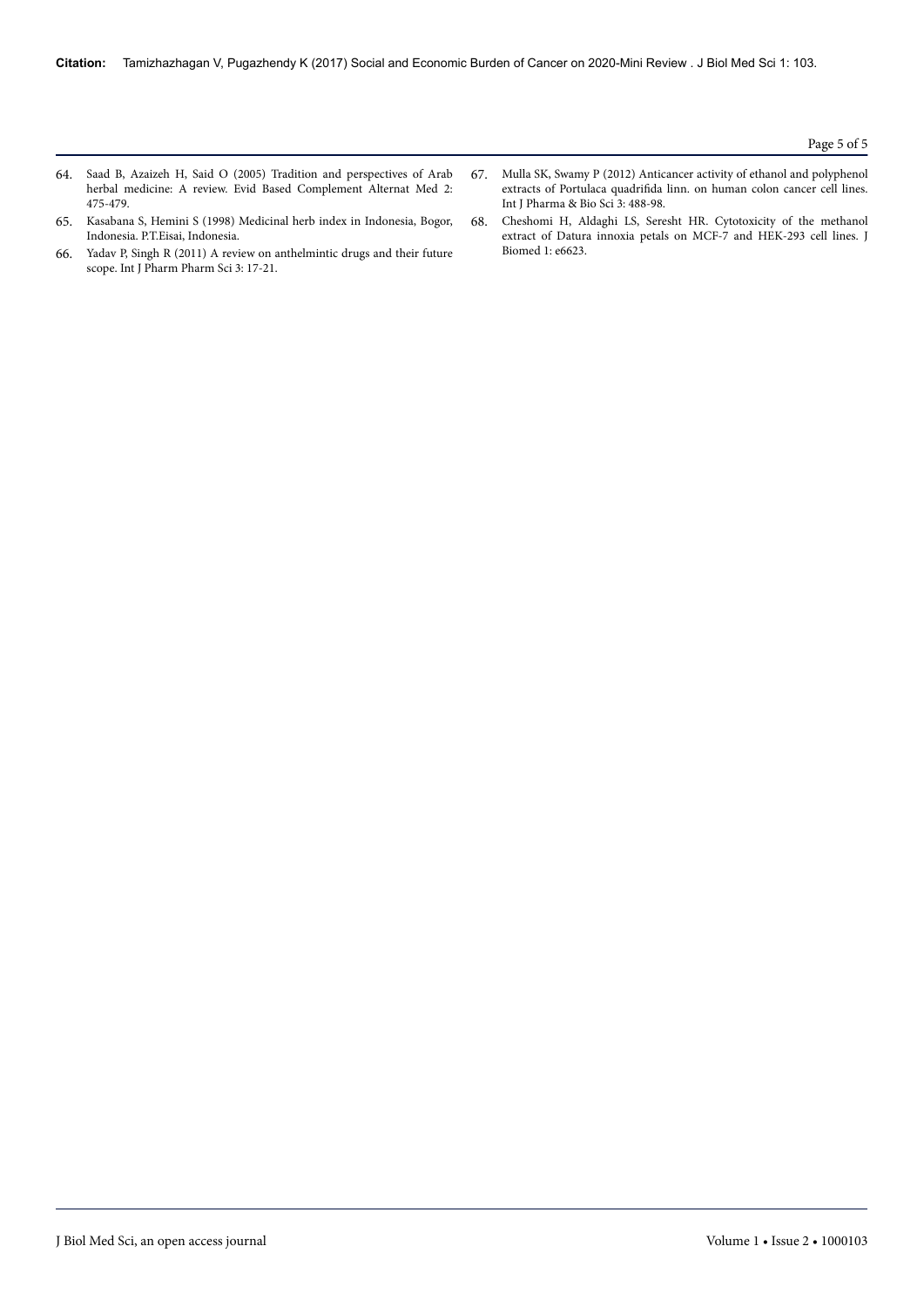64. Saad B, Azaizeh H, Said O (2005) Tradition and perspectives of Arab herbal medicine: A review. Evid Based Complement Alternat Med 2: 475-479.
65. Kasabana S, Hemini S (1998) Medicinal herb index in Indonesia, Bogor, Indonesia. P.T.Eisai, Indonesia.
66. Yadav P, Singh R (2011) A review on anthelmintic drugs and their future scope. Int J Pharm Pharm Sci 3: 17-21.
67. Mulla SK, Swamy P (2012) Anticancer activity of ethanol and polyphenol extracts of Portulaca quadrifida linn. on human colon cancer cell lines. Int J Pharma & Bio Sci 3: 488-98.
68. Cheshomi H, Aldaghi LS, Seresht HR. Cytotoxicity of the methanol extract of Datura innoxia petals on MCF-7 and HEK-293 cell lines. J Biomed 1: e6623.